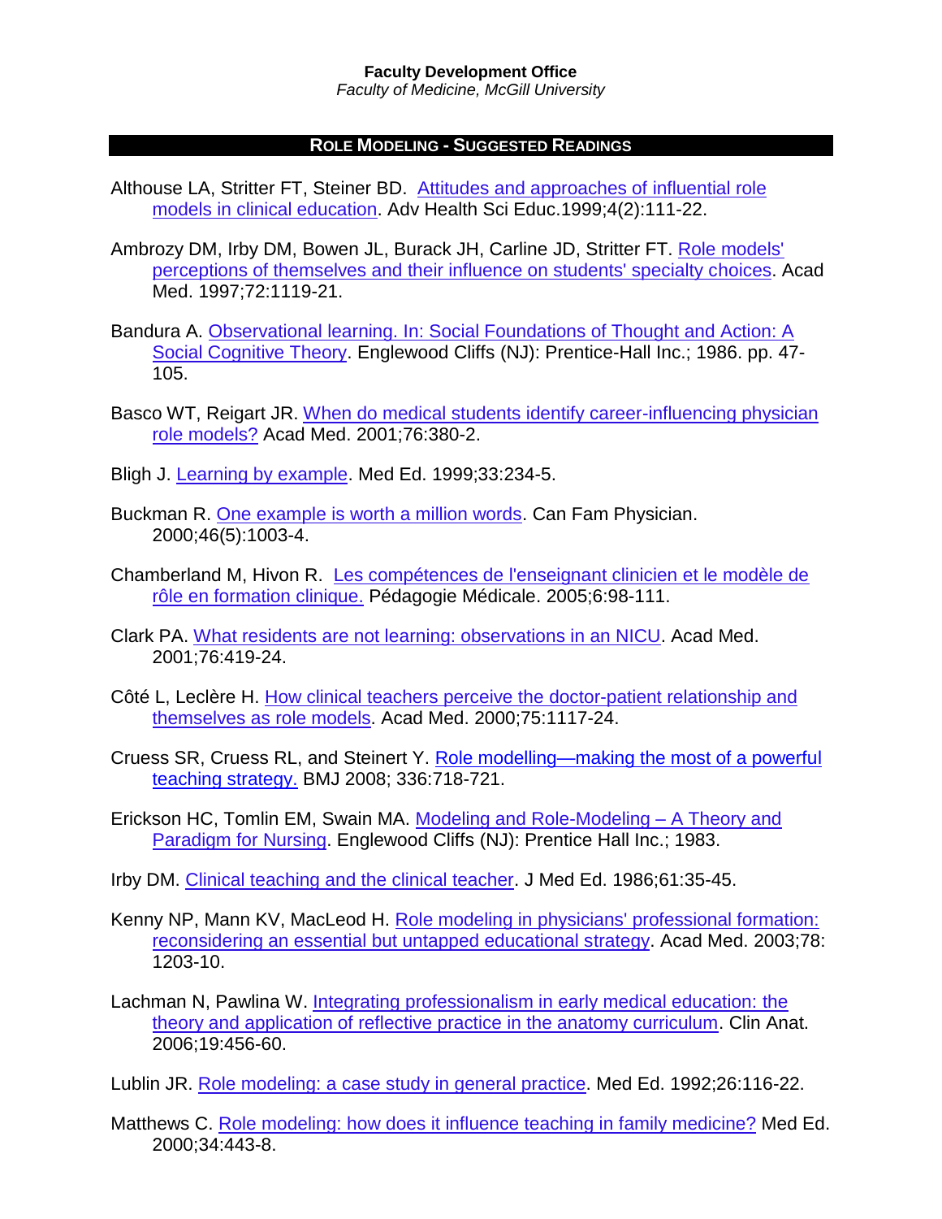**Faculty Development Office**
*Faculty of Medicine, McGill University*

## ROLE MODELING - SUGGESTED READINGS

Althouse LA, Stritter FT, Steiner BD. Attitudes and approaches of influential role models in clinical education. Adv Health Sci Educ.1999;4(2):111-22.

Ambrozy DM, Irby DM, Bowen JL, Burack JH, Carline JD, Stritter FT. Role models' perceptions of themselves and their influence on students' specialty choices. Acad Med. 1997;72:1119-21.

Bandura A. Observational learning. In: Social Foundations of Thought and Action: A Social Cognitive Theory. Englewood Cliffs (NJ): Prentice-Hall Inc.; 1986. pp. 47-105.

Basco WT, Reigart JR. When do medical students identify career-influencing physician role models? Acad Med. 2001;76:380-2.

Bligh J. Learning by example. Med Ed. 1999;33:234-5.

Buckman R. One example is worth a million words. Can Fam Physician. 2000;46(5):1003-4.

Chamberland M, Hivon R. Les compétences de l'enseignant clinicien et le modèle de rôle en formation clinique. Pédagogie Médicale. 2005;6:98-111.

Clark PA. What residents are not learning: observations in an NICU. Acad Med. 2001;76:419-24.

Côté L, Leclère H. How clinical teachers perceive the doctor-patient relationship and themselves as role models. Acad Med. 2000;75:1117-24.

Cruess SR, Cruess RL, and Steinert Y. Role modelling—making the most of a powerful teaching strategy. BMJ 2008; 336:718-721.

Erickson HC, Tomlin EM, Swain MA. Modeling and Role-Modeling – A Theory and Paradigm for Nursing. Englewood Cliffs (NJ): Prentice Hall Inc.; 1983.

Irby DM. Clinical teaching and the clinical teacher. J Med Ed. 1986;61:35-45.

Kenny NP, Mann KV, MacLeod H. Role modeling in physicians' professional formation: reconsidering an essential but untapped educational strategy. Acad Med. 2003;78: 1203-10.

Lachman N, Pawlina W. Integrating professionalism in early medical education: the theory and application of reflective practice in the anatomy curriculum. Clin Anat. 2006;19:456-60.

Lublin JR. Role modeling: a case study in general practice. Med Ed. 1992;26:116-22.

Matthews C. Role modeling: how does it influence teaching in family medicine? Med Ed. 2000;34:443-8.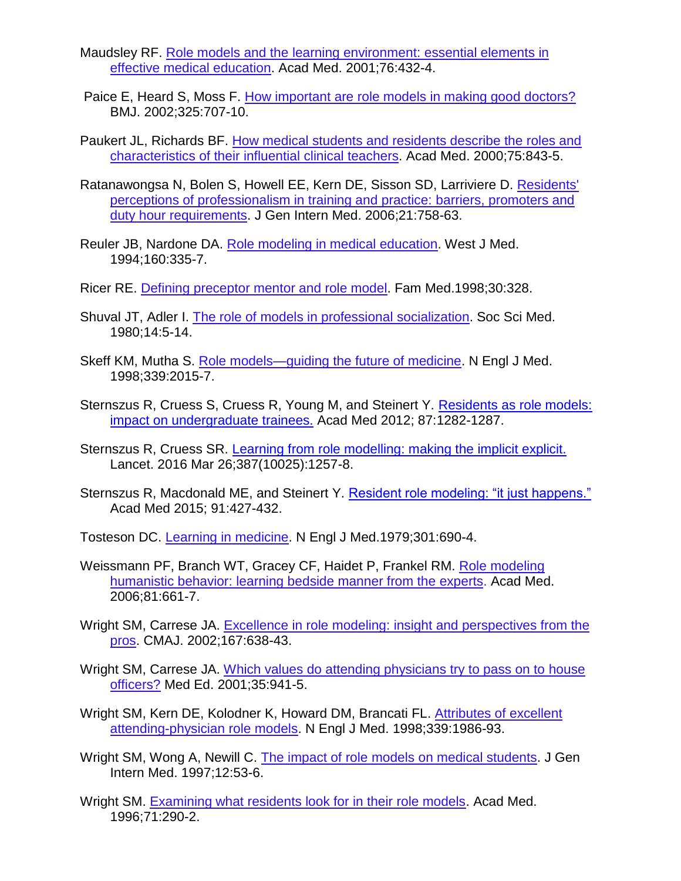Maudsley RF. Role models and the learning environment: essential elements in effective medical education. Acad Med. 2001;76:432-4.

Paice E, Heard S, Moss F. How important are role models in making good doctors? BMJ. 2002;325:707-10.

Paukert JL, Richards BF. How medical students and residents describe the roles and characteristics of their influential clinical teachers. Acad Med. 2000;75:843-5.

Ratanawongsa N, Bolen S, Howell EE, Kern DE, Sisson SD, Larriviere D. Residents' perceptions of professionalism in training and practice: barriers, promoters and duty hour requirements. J Gen Intern Med. 2006;21:758-63.

Reuler JB, Nardone DA. Role modeling in medical education. West J Med. 1994;160:335-7.

Ricer RE. Defining preceptor mentor and role model. Fam Med.1998;30:328.

Shuval JT, Adler I. The role of models in professional socialization. Soc Sci Med. 1980;14:5-14.

Skeff KM, Mutha S. Role models—guiding the future of medicine. N Engl J Med. 1998;339:2015-7.

Sternszus R, Cruess S, Cruess R, Young M, and Steinert Y. Residents as role models: impact on undergraduate trainees. Acad Med 2012; 87:1282-1287.

Sternszus R, Cruess SR. Learning from role modelling: making the implicit explicit. Lancet. 2016 Mar 26;387(10025):1257-8.

Sternszus R, Macdonald ME, and Steinert Y. Resident role modeling: "it just happens." Acad Med 2015; 91:427-432.

Tosteson DC. Learning in medicine. N Engl J Med.1979;301:690-4.

Weissmann PF, Branch WT, Gracey CF, Haidet P, Frankel RM. Role modeling humanistic behavior: learning bedside manner from the experts. Acad Med. 2006;81:661-7.

Wright SM, Carrese JA. Excellence in role modeling: insight and perspectives from the pros. CMAJ. 2002;167:638-43.

Wright SM, Carrese JA. Which values do attending physicians try to pass on to house officers? Med Ed. 2001;35:941-5.

Wright SM, Kern DE, Kolodner K, Howard DM, Brancati FL. Attributes of excellent attending-physician role models. N Engl J Med. 1998;339:1986-93.

Wright SM, Wong A, Newill C. The impact of role models on medical students. J Gen Intern Med. 1997;12:53-6.

Wright SM. Examining what residents look for in their role models. Acad Med. 1996;71:290-2.